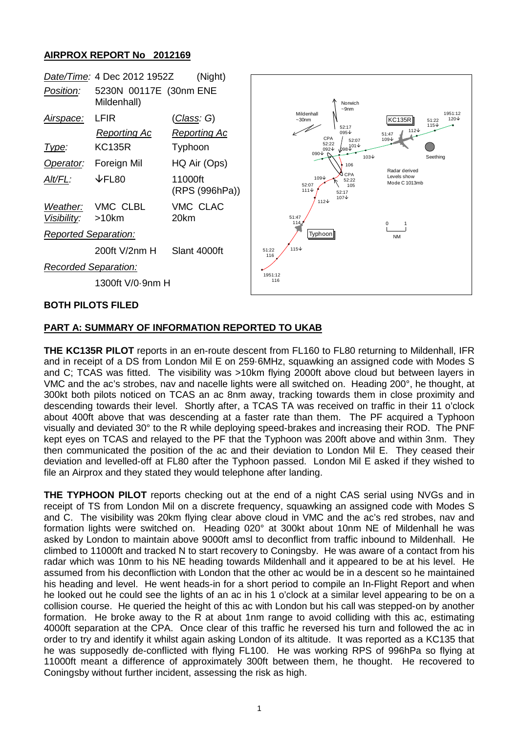# AIRPROX REPORT No 2012169

| | | |
|---|---|---|
| *Date/Time:* | 4 Dec 2012 1952Z | (Night) |
| *Position:* | 5230N 00117E (30nm ENE Mildenhall) | |
| *Airspace:* | LFIR | (*Class*: *G*) |
| | *Reporting Ac* | *Reporting Ac* |
| *Type:* | KC135R | Typhoon |
| *Operator:* | Foreign Mil | HQ Air (Ops) |
| *Alt/FL:* | ↓FL80 | 11000ft (RPS (996hPa)) |
| *Weather:* | VMC CLBL | VMC CLAC |
| *Visibility:* | >10km | 20km |
| *Reported Separation:* | | |
| | 200ft V/2nm H | Slant 4000ft |
| *Recorded Separation:* | | |
| | 1300ft V/0·9nm H | |

**BOTH PILOTS FILED**

## PART A: SUMMARY OF INFORMATION REPORTED TO UKAB

**THE KC135R PILOT** reports in an en-route descent from FL160 to FL80 returning to Mildenhall, IFR and in receipt of a DS from London Mil E on 259·6MHz, squawking an assigned code with Modes S and C; TCAS was fitted. The visibility was >10km flying 2000ft above cloud but between layers in VMC and the ac's strobes, nav and nacelle lights were all switched on. Heading 200°, he thought, at 300kt both pilots noticed on TCAS an ac 8nm away, tracking towards them in close proximity and descending towards their level. Shortly after, a TCAS TA was received on traffic in their 11 o'clock about 400ft above that was descending at a faster rate than them. The PF acquired a Typhoon visually and deviated 30° to the R while deploying speed-brakes and increasing their ROD. The PNF kept eyes on TCAS and relayed to the PF that the Typhoon was 200ft above and within 3nm. They then communicated the position of the ac and their deviation to London Mil E. They ceased their deviation and levelled-off at FL80 after the Typhoon passed. London Mil E asked if they wished to file an Airprox and they stated they would telephone after landing.

**THE TYPHOON PILOT** reports checking out at the end of a night CAS serial using NVGs and in receipt of TS from London Mil on a discrete frequency, squawking an assigned code with Modes S and C. The visibility was 20km flying clear above cloud in VMC and the ac's red strobes, nav and formation lights were switched on. Heading 020° at 300kt about 10nm NE of Mildenhall he was asked by London to maintain above 9000ft amsl to deconflict from traffic inbound to Mildenhall. He climbed to 11000ft and tracked N to start recovery to Coningsby. He was aware of a contact from his radar which was 10nm to his NE heading towards Mildenhall and it appeared to be at his level. He assumed from his deconfliction with London that the other ac would be in a descent so he maintained his heading and level. He went heads-in for a short period to compile an In-Flight Report and when he looked out he could see the lights of an ac in his 1 o'clock at a similar level appearing to be on a collision course. He queried the height of this ac with London but his call was stepped-on by another formation. He broke away to the R at about 1nm range to avoid colliding with this ac, estimating 4000ft separation at the CPA. Once clear of this traffic he reversed his turn and followed the ac in order to try and identify it whilst again asking London of its altitude. It was reported as a KC135 that he was supposedly de-conflicted with flying FL100. He was working RPS of 996hPa so flying at 11000ft meant a difference of approximately 300ft between them, he thought. He recovered to Coningsby without further incident, assessing the risk as high.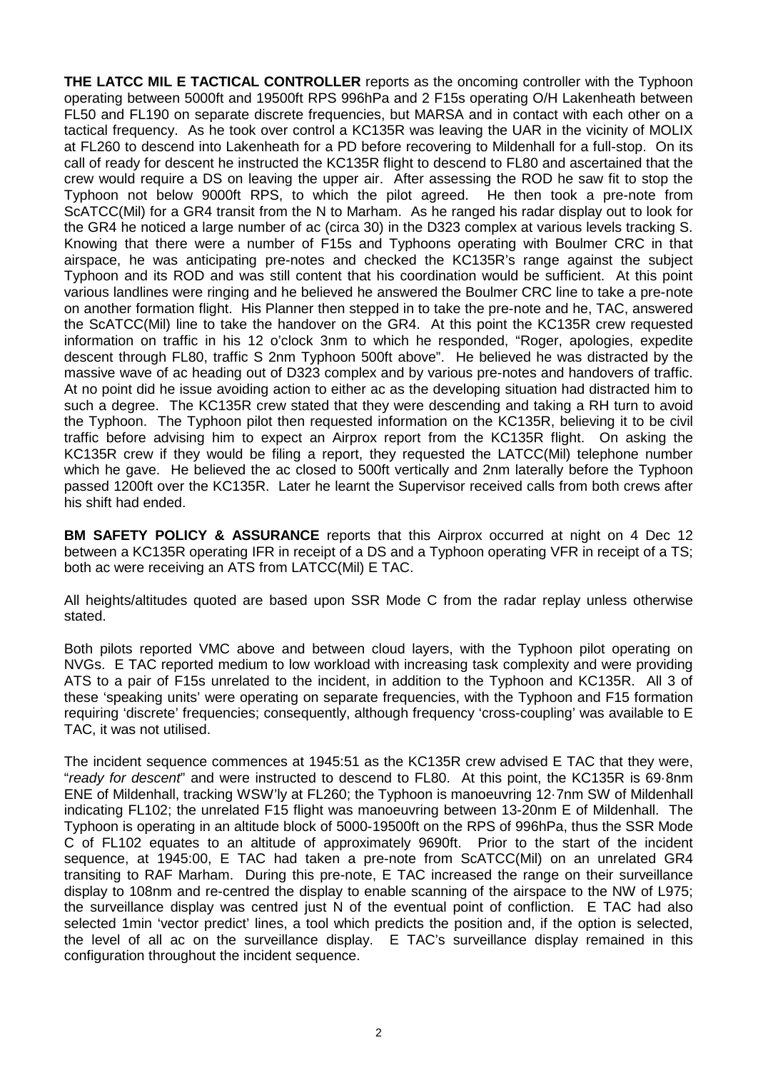**THE LATCC MIL E TACTICAL CONTROLLER** reports as the oncoming controller with the Typhoon operating between 5000ft and 19500ft RPS 996hPa and 2 F15s operating O/H Lakenheath between FL50 and FL190 on separate discrete frequencies, but MARSA and in contact with each other on a tactical frequency. As he took over control a KC135R was leaving the UAR in the vicinity of MOLIX at FL260 to descend into Lakenheath for a PD before recovering to Mildenhall for a full-stop. On its call of ready for descent he instructed the KC135R flight to descend to FL80 and ascertained that the crew would require a DS on leaving the upper air. After assessing the ROD he saw fit to stop the Typhoon not below 9000ft RPS, to which the pilot agreed. He then took a pre-note from ScATCC(Mil) for a GR4 transit from the N to Marham. As he ranged his radar display out to look for the GR4 he noticed a large number of ac (circa 30) in the D323 complex at various levels tracking S. Knowing that there were a number of F15s and Typhoons operating with Boulmer CRC in that airspace, he was anticipating pre-notes and checked the KC135R's range against the subject Typhoon and its ROD and was still content that his coordination would be sufficient. At this point various landlines were ringing and he believed he answered the Boulmer CRC line to take a pre-note on another formation flight. His Planner then stepped in to take the pre-note and he, TAC, answered the ScATCC(Mil) line to take the handover on the GR4. At this point the KC135R crew requested information on traffic in his 12 o'clock 3nm to which he responded, "Roger, apologies, expedite descent through FL80, traffic S 2nm Typhoon 500ft above". He believed he was distracted by the massive wave of ac heading out of D323 complex and by various pre-notes and handovers of traffic. At no point did he issue avoiding action to either ac as the developing situation had distracted him to such a degree. The KC135R crew stated that they were descending and taking a RH turn to avoid the Typhoon. The Typhoon pilot then requested information on the KC135R, believing it to be civil traffic before advising him to expect an Airprox report from the KC135R flight. On asking the KC135R crew if they would be filing a report, they requested the LATCC(Mil) telephone number which he gave. He believed the ac closed to 500ft vertically and 2nm laterally before the Typhoon passed 1200ft over the KC135R. Later he learnt the Supervisor received calls from both crews after his shift had ended.

**BM SAFETY POLICY & ASSURANCE** reports that this Airprox occurred at night on 4 Dec 12 between a KC135R operating IFR in receipt of a DS and a Typhoon operating VFR in receipt of a TS; both ac were receiving an ATS from LATCC(Mil) E TAC.

All heights/altitudes quoted are based upon SSR Mode C from the radar replay unless otherwise stated.

Both pilots reported VMC above and between cloud layers, with the Typhoon pilot operating on NVGs. E TAC reported medium to low workload with increasing task complexity and were providing ATS to a pair of F15s unrelated to the incident, in addition to the Typhoon and KC135R. All 3 of these 'speaking units' were operating on separate frequencies, with the Typhoon and F15 formation requiring 'discrete' frequencies; consequently, although frequency 'cross-coupling' was available to E TAC, it was not utilised.

The incident sequence commences at 1945:51 as the KC135R crew advised E TAC that they were, "*ready for descent*" and were instructed to descend to FL80. At this point, the KC135R is 69·8nm ENE of Mildenhall, tracking WSW'ly at FL260; the Typhoon is manoeuvring 12·7nm SW of Mildenhall indicating FL102; the unrelated F15 flight was manoeuvring between 13-20nm E of Mildenhall. The Typhoon is operating in an altitude block of 5000-19500ft on the RPS of 996hPa, thus the SSR Mode C of FL102 equates to an altitude of approximately 9690ft. Prior to the start of the incident sequence, at 1945:00, E TAC had taken a pre-note from ScATCC(Mil) on an unrelated GR4 transiting to RAF Marham. During this pre-note, E TAC increased the range on their surveillance display to 108nm and re-centred the display to enable scanning of the airspace to the NW of L975; the surveillance display was centred just N of the eventual point of confliction. E TAC had also selected 1min 'vector predict' lines, a tool which predicts the position and, if the option is selected, the level of all ac on the surveillance display. E TAC's surveillance display remained in this configuration throughout the incident sequence.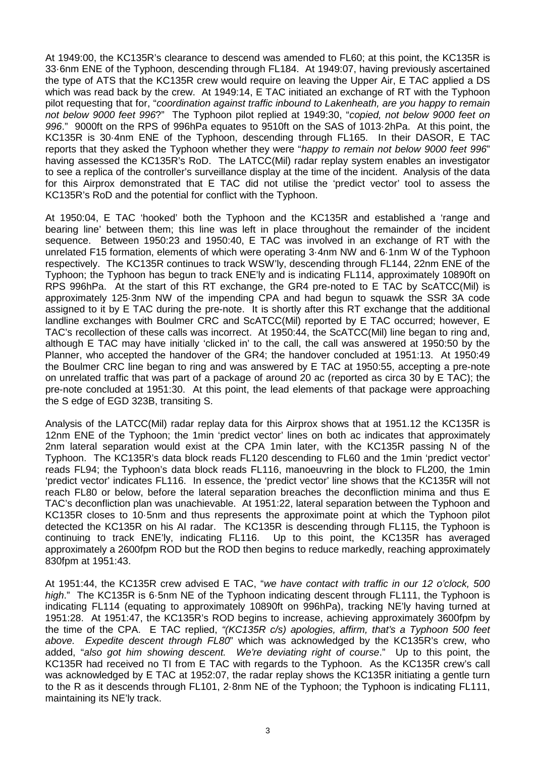At 1949:00, the KC135R's clearance to descend was amended to FL60; at this point, the KC135R is 33·6nm ENE of the Typhoon, descending through FL184. At 1949:07, having previously ascertained the type of ATS that the KC135R crew would require on leaving the Upper Air, E TAC applied a DS which was read back by the crew. At 1949:14, E TAC initiated an exchange of RT with the Typhoon pilot requesting that for, "*coordination against traffic inbound to Lakenheath, are you happy to remain not below 9000 feet 996*?" The Typhoon pilot replied at 1949:30, "*copied, not below 9000 feet on 996*." 9000ft on the RPS of 996hPa equates to 9510ft on the SAS of 1013·2hPa. At this point, the KC135R is 30·4nm ENE of the Typhoon, descending through FL165. In their DASOR, E TAC reports that they asked the Typhoon whether they were "*happy to remain not below 9000 feet 996*" having assessed the KC135R's RoD. The LATCC(Mil) radar replay system enables an investigator to see a replica of the controller's surveillance display at the time of the incident. Analysis of the data for this Airprox demonstrated that E TAC did not utilise the 'predict vector' tool to assess the KC135R's RoD and the potential for conflict with the Typhoon.

At 1950:04, E TAC 'hooked' both the Typhoon and the KC135R and established a 'range and bearing line' between them; this line was left in place throughout the remainder of the incident sequence. Between 1950:23 and 1950:40, E TAC was involved in an exchange of RT with the unrelated F15 formation, elements of which were operating 3·4nm NW and 6·1nm W of the Typhoon respectively. The KC135R continues to track WSW'ly, descending through FL144, 22nm ENE of the Typhoon; the Typhoon has begun to track ENE'ly and is indicating FL114, approximately 10890ft on RPS 996hPa. At the start of this RT exchange, the GR4 pre-noted to E TAC by ScATCC(Mil) is approximately 125·3nm NW of the impending CPA and had begun to squawk the SSR 3A code assigned to it by E TAC during the pre-note. It is shortly after this RT exchange that the additional landline exchanges with Boulmer CRC and ScATCC(Mil) reported by E TAC occurred; however, E TAC's recollection of these calls was incorrect. At 1950:44, the ScATCC(Mil) line began to ring and, although E TAC may have initially 'clicked in' to the call, the call was answered at 1950:50 by the Planner, who accepted the handover of the GR4; the handover concluded at 1951:13. At 1950:49 the Boulmer CRC line began to ring and was answered by E TAC at 1950:55, accepting a pre-note on unrelated traffic that was part of a package of around 20 ac (reported as circa 30 by E TAC); the pre-note concluded at 1951:30. At this point, the lead elements of that package were approaching the S edge of EGD 323B, transiting S.

Analysis of the LATCC(Mil) radar replay data for this Airprox shows that at 1951.12 the KC135R is 12nm ENE of the Typhoon; the 1min 'predict vector' lines on both ac indicates that approximately 2nm lateral separation would exist at the CPA 1min later, with the KC135R passing N of the Typhoon. The KC135R's data block reads FL120 descending to FL60 and the 1min 'predict vector' reads FL94; the Typhoon's data block reads FL116, manoeuvring in the block to FL200, the 1min 'predict vector' indicates FL116. In essence, the 'predict vector' line shows that the KC135R will not reach FL80 or below, before the lateral separation breaches the deconfliction minima and thus E TAC's deconfliction plan was unachievable. At 1951:22, lateral separation between the Typhoon and KC135R closes to 10·5nm and thus represents the approximate point at which the Typhoon pilot detected the KC135R on his AI radar. The KC135R is descending through FL115, the Typhoon is continuing to track ENE'ly, indicating FL116. Up to this point, the KC135R has averaged approximately a 2600fpm ROD but the ROD then begins to reduce markedly, reaching approximately 830fpm at 1951:43.

At 1951:44, the KC135R crew advised E TAC, "*we have contact with traffic in our 12 o'clock, 500 high*." The KC135R is 6·5nm NE of the Typhoon indicating descent through FL111, the Typhoon is indicating FL114 (equating to approximately 10890ft on 996hPa), tracking NE'ly having turned at 1951:28. At 1951:47, the KC135R's ROD begins to increase, achieving approximately 3600fpm by the time of the CPA. E TAC replied, *"(KC135R c/s) apologies, affirm, that's a Typhoon 500 feet above. Expedite descent through FL80*" which was acknowledged by the KC135R's crew, who added, "*also got him showing descent. We're deviating right of course*." Up to this point, the KC135R had received no TI from E TAC with regards to the Typhoon. As the KC135R crew's call was acknowledged by E TAC at 1952:07, the radar replay shows the KC135R initiating a gentle turn to the R as it descends through FL101, 2·8nm NE of the Typhoon; the Typhoon is indicating FL111, maintaining its NE'ly track.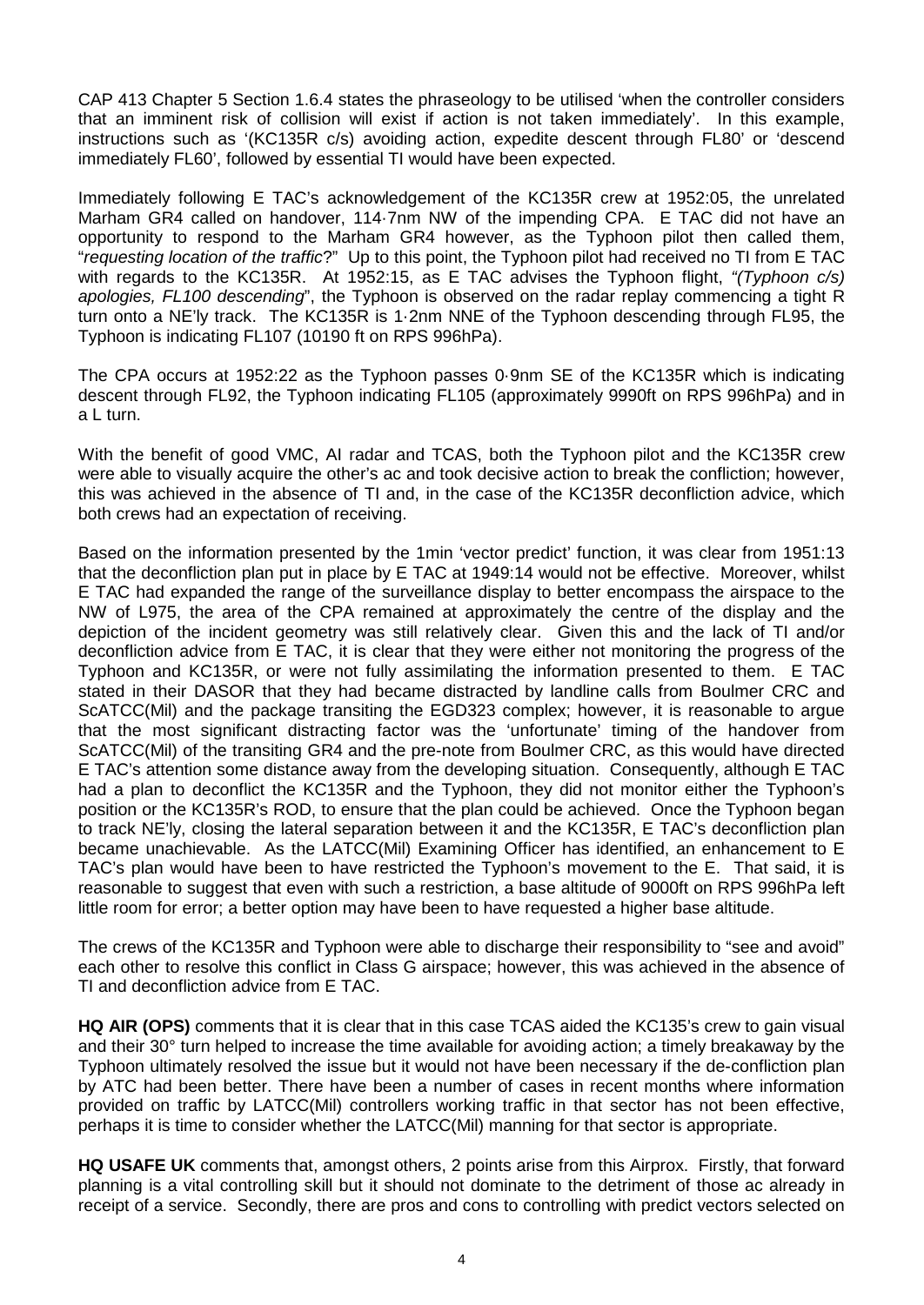CAP 413 Chapter 5 Section 1.6.4 states the phraseology to be utilised 'when the controller considers that an imminent risk of collision will exist if action is not taken immediately'. In this example, instructions such as '(KC135R c/s) avoiding action, expedite descent through FL80' or 'descend immediately FL60', followed by essential TI would have been expected.

Immediately following E TAC's acknowledgement of the KC135R crew at 1952:05, the unrelated Marham GR4 called on handover, 114·7nm NW of the impending CPA. E TAC did not have an opportunity to respond to the Marham GR4 however, as the Typhoon pilot then called them, "*requesting location of the traffic*?" Up to this point, the Typhoon pilot had received no TI from E TAC with regards to the KC135R. At 1952:15, as E TAC advises the Typhoon flight, *"(Typhoon c/s) apologies, FL100 descending*", the Typhoon is observed on the radar replay commencing a tight R turn onto a NE'ly track. The KC135R is 1·2nm NNE of the Typhoon descending through FL95, the Typhoon is indicating FL107 (10190 ft on RPS 996hPa).

The CPA occurs at 1952:22 as the Typhoon passes 0·9nm SE of the KC135R which is indicating descent through FL92, the Typhoon indicating FL105 (approximately 9990ft on RPS 996hPa) and in a L turn.

With the benefit of good VMC, AI radar and TCAS, both the Typhoon pilot and the KC135R crew were able to visually acquire the other's ac and took decisive action to break the confliction; however, this was achieved in the absence of TI and, in the case of the KC135R deconfliction advice, which both crews had an expectation of receiving.

Based on the information presented by the 1min 'vector predict' function, it was clear from 1951:13 that the deconfliction plan put in place by E TAC at 1949:14 would not be effective. Moreover, whilst E TAC had expanded the range of the surveillance display to better encompass the airspace to the NW of L975, the area of the CPA remained at approximately the centre of the display and the depiction of the incident geometry was still relatively clear. Given this and the lack of TI and/or deconfliction advice from E TAC, it is clear that they were either not monitoring the progress of the Typhoon and KC135R, or were not fully assimilating the information presented to them. E TAC stated in their DASOR that they had became distracted by landline calls from Boulmer CRC and ScATCC(Mil) and the package transiting the EGD323 complex; however, it is reasonable to argue that the most significant distracting factor was the 'unfortunate' timing of the handover from ScATCC(Mil) of the transiting GR4 and the pre-note from Boulmer CRC, as this would have directed E TAC's attention some distance away from the developing situation. Consequently, although E TAC had a plan to deconflict the KC135R and the Typhoon, they did not monitor either the Typhoon's position or the KC135R's ROD, to ensure that the plan could be achieved. Once the Typhoon began to track NE'ly, closing the lateral separation between it and the KC135R, E TAC's deconfliction plan became unachievable. As the LATCC(Mil) Examining Officer has identified, an enhancement to E TAC's plan would have been to have restricted the Typhoon's movement to the E. That said, it is reasonable to suggest that even with such a restriction, a base altitude of 9000ft on RPS 996hPa left little room for error; a better option may have been to have requested a higher base altitude.

The crews of the KC135R and Typhoon were able to discharge their responsibility to "see and avoid" each other to resolve this conflict in Class G airspace; however, this was achieved in the absence of TI and deconfliction advice from E TAC.

**HQ AIR (OPS)** comments that it is clear that in this case TCAS aided the KC135's crew to gain visual and their 30° turn helped to increase the time available for avoiding action; a timely breakaway by the Typhoon ultimately resolved the issue but it would not have been necessary if the de-confliction plan by ATC had been better. There have been a number of cases in recent months where information provided on traffic by LATCC(Mil) controllers working traffic in that sector has not been effective, perhaps it is time to consider whether the LATCC(Mil) manning for that sector is appropriate.

**HQ USAFE UK** comments that, amongst others, 2 points arise from this Airprox. Firstly, that forward planning is a vital controlling skill but it should not dominate to the detriment of those ac already in receipt of a service. Secondly, there are pros and cons to controlling with predict vectors selected on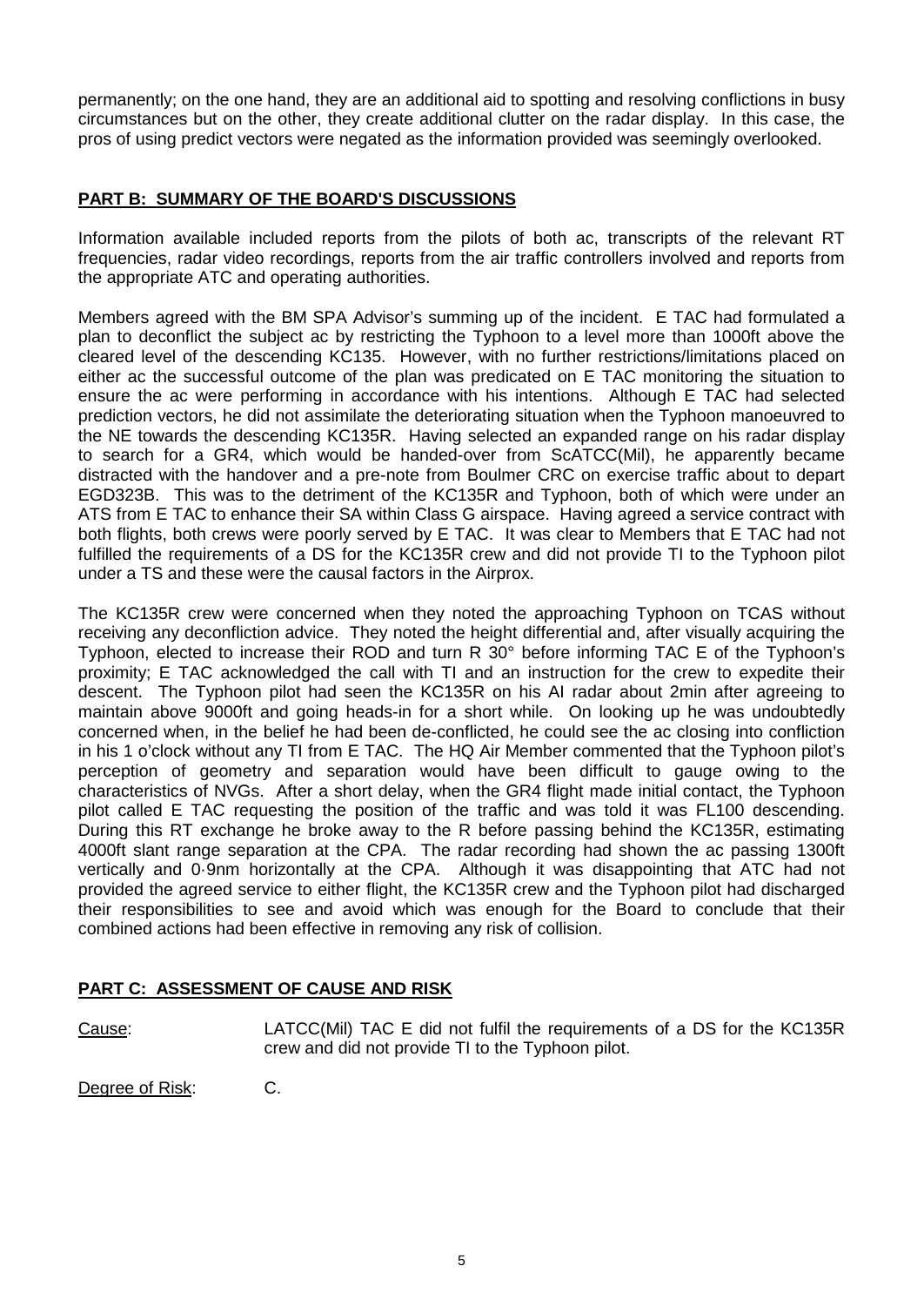permanently; on the one hand, they are an additional aid to spotting and resolving conflictions in busy circumstances but on the other, they create additional clutter on the radar display. In this case, the pros of using predict vectors were negated as the information provided was seemingly overlooked.

## PART B: SUMMARY OF THE BOARD'S DISCUSSIONS

Information available included reports from the pilots of both ac, transcripts of the relevant RT frequencies, radar video recordings, reports from the air traffic controllers involved and reports from the appropriate ATC and operating authorities.

Members agreed with the BM SPA Advisor's summing up of the incident. E TAC had formulated a plan to deconflict the subject ac by restricting the Typhoon to a level more than 1000ft above the cleared level of the descending KC135. However, with no further restrictions/limitations placed on either ac the successful outcome of the plan was predicated on E TAC monitoring the situation to ensure the ac were performing in accordance with his intentions. Although E TAC had selected prediction vectors, he did not assimilate the deteriorating situation when the Typhoon manoeuvred to the NE towards the descending KC135R. Having selected an expanded range on his radar display to search for a GR4, which would be handed-over from ScATCC(Mil), he apparently became distracted with the handover and a pre-note from Boulmer CRC on exercise traffic about to depart EGD323B. This was to the detriment of the KC135R and Typhoon, both of which were under an ATS from E TAC to enhance their SA within Class G airspace. Having agreed a service contract with both flights, both crews were poorly served by E TAC. It was clear to Members that E TAC had not fulfilled the requirements of a DS for the KC135R crew and did not provide TI to the Typhoon pilot under a TS and these were the causal factors in the Airprox.

The KC135R crew were concerned when they noted the approaching Typhoon on TCAS without receiving any deconfliction advice. They noted the height differential and, after visually acquiring the Typhoon, elected to increase their ROD and turn R 30° before informing TAC E of the Typhoon's proximity; E TAC acknowledged the call with TI and an instruction for the crew to expedite their descent. The Typhoon pilot had seen the KC135R on his AI radar about 2min after agreeing to maintain above 9000ft and going heads-in for a short while. On looking up he was undoubtedly concerned when, in the belief he had been de-conflicted, he could see the ac closing into confliction in his 1 o'clock without any TI from E TAC. The HQ Air Member commented that the Typhoon pilot's perception of geometry and separation would have been difficult to gauge owing to the characteristics of NVGs. After a short delay, when the GR4 flight made initial contact, the Typhoon pilot called E TAC requesting the position of the traffic and was told it was FL100 descending. During this RT exchange he broke away to the R before passing behind the KC135R, estimating 4000ft slant range separation at the CPA. The radar recording had shown the ac passing 1300ft vertically and 0·9nm horizontally at the CPA. Although it was disappointing that ATC had not provided the agreed service to either flight, the KC135R crew and the Typhoon pilot had discharged their responsibilities to see and avoid which was enough for the Board to conclude that their combined actions had been effective in removing any risk of collision.

## PART C: ASSESSMENT OF CAUSE AND RISK

Cause: LATCC(Mil) TAC E did not fulfil the requirements of a DS for the KC135R crew and did not provide TI to the Typhoon pilot.

Degree of Risk: C.